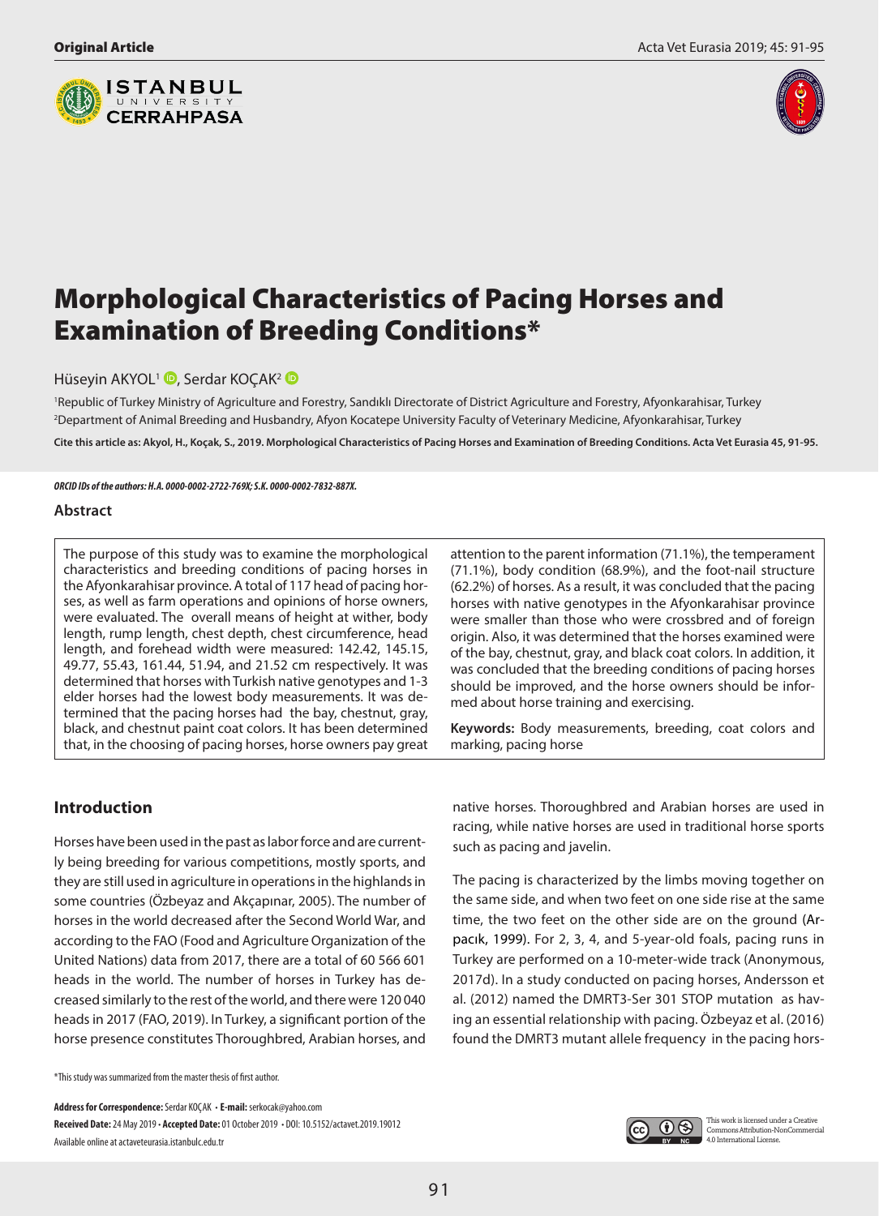Original Article

# Morphological Characteristics of Pacing Horses and Examination of Breeding Conditions*

Hüseyin AKYOL[1], Serdar KOÇAK[2]

[1]Republic of Turkey Ministry of Agriculture and Forestry, Sandıklı Directorate of District Agriculture and Forestry, Afyonkarahisar, Turkey
[2]Department of Animal Breeding and Husbandry, Afyon Kocatepe University Faculty of Veterinary Medicine, Afyonkarahisar, Turkey

**Cite this article as: Akyol, H., Koçak, S., 2019. Morphological Characteristics of Pacing Horses and Examination of Breeding Conditions. Acta Vet Eurasia 45, 91-95.**

***ORCID IDs of the authors: H.A. 0000-0002-2722-769X; S.K. 0000-0002-7832-887X.***

## Abstract

The purpose of this study was to examine the morphological characteristics and breeding conditions of pacing horses in the Afyonkarahisar province. A total of 117 head of pacing horses, as well as farm operations and opinions of horse owners, were evaluated. The overall means of height at wither, body length, rump length, chest depth, chest circumference, head length, and forehead width were measured: 142.42, 145.15, 49.77, 55.43, 161.44, 51.94, and 21.52 cm respectively. It was determined that horses with Turkish native genotypes and 1-3 elder horses had the lowest body measurements. It was determined that the pacing horses had the bay, chestnut, gray, black, and chestnut paint coat colors. It has been determined that, in the choosing of pacing horses, horse owners pay great attention to the parent information (71.1%), the temperament (71.1%), body condition (68.9%), and the foot-nail structure (62.2%) of horses. As a result, it was concluded that the pacing horses with native genotypes in the Afyonkarahisar province were smaller than those who were crossbred and of foreign origin. Also, it was determined that the horses examined were of the bay, chestnut, gray, and black coat colors. In addition, it was concluded that the breeding conditions of pacing horses should be improved, and the horse owners should be informed about horse training and exercising.

**Keywords:** Body measurements, breeding, coat colors and marking, pacing horse

## Introduction

Horses have been used in the past as labor force and are currently being breeding for various competitions, mostly sports, and they are still used in agriculture in operations in the highlands in some countries (Özbeyaz and Akçapınar, 2005). The number of horses in the world decreased after the Second World War, and according to the FAO (Food and Agriculture Organization of the United Nations) data from 2017, there are a total of 60 566 601 heads in the world. The number of horses in Turkey has decreased similarly to the rest of the world, and there were 120 040 heads in 2017 (FAO, 2019). In Turkey, a significant portion of the horse presence constitutes Thoroughbred, Arabian horses, and native horses. Thoroughbred and Arabian horses are used in racing, while native horses are used in traditional horse sports such as pacing and javelin.

The pacing is characterized by the limbs moving together on the same side, and when two feet on one side rise at the same time, the two feet on the other side are on the ground (Arpacık, 1999). For 2, 3, 4, and 5-year-old foals, pacing runs in Turkey are performed on a 10-meter-wide track (Anonymous, 2017d). In a study conducted on pacing horses, Andersson et al. (2012) named the DMRT3-Ser 301 STOP mutation as having an essential relationship with pacing. Özbeyaz et al. (2016) found the DMRT3 mutant allele frequency in the pacing hors-

*This study was summarized from the master thesis of first author.

**Address for Correspondence:** Serdar KOÇAK • **E-mail:** serkocak@yahoo.com
**Received Date:** 24 May 2019 • **Accepted Date:** 01 October 2019 • DOI: 10.5152/actavet.2019.19012
Available online at actaveteurasia.istanbulc.edu.tr

This work is licensed under a Creative Commons Attribution-NonCommercial 4.0 International License.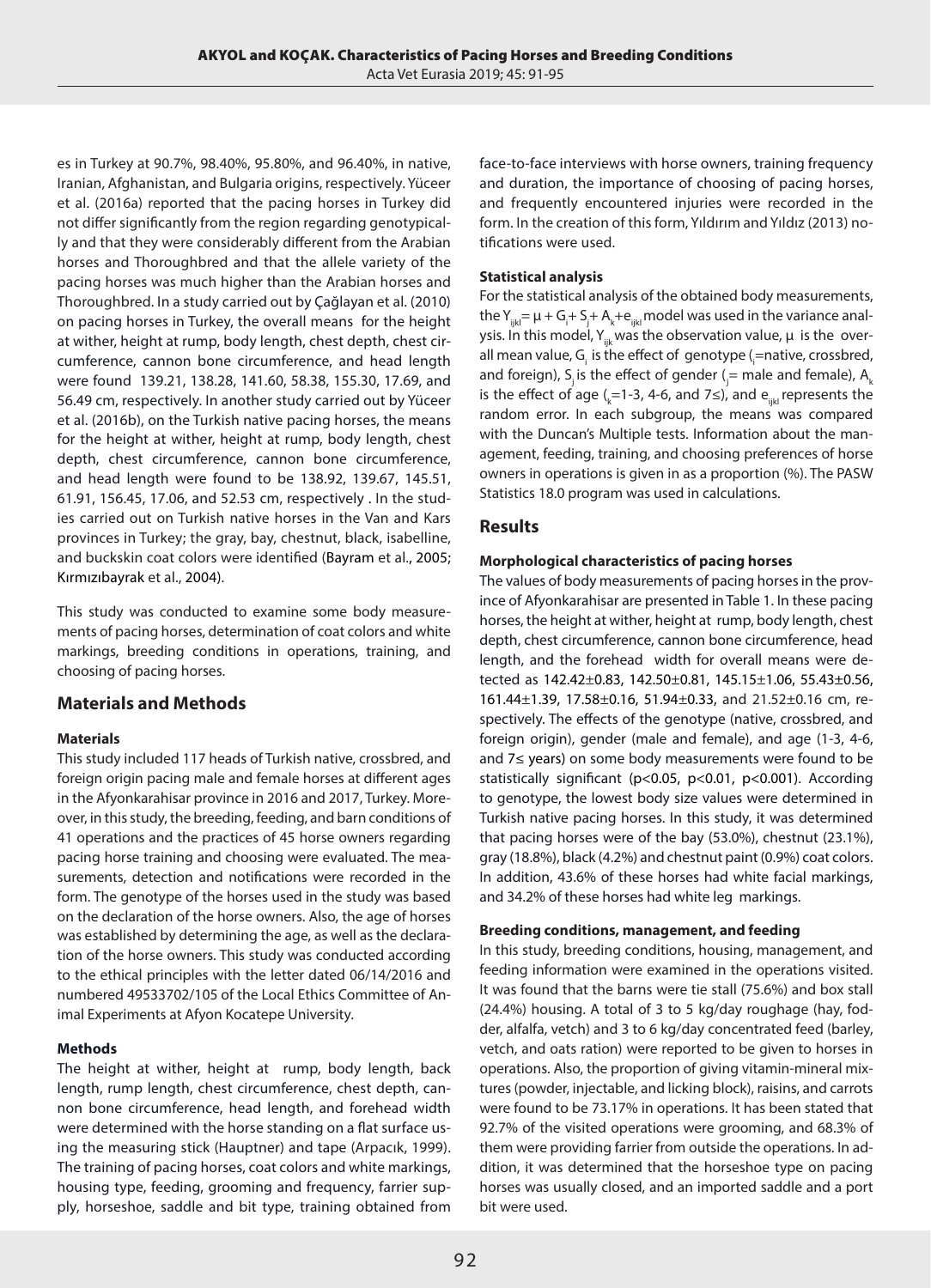es in Turkey at 90.7%, 98.40%, 95.80%, and 96.40%, in native, Iranian, Afghanistan, and Bulgaria origins, respectively. Yüceer et al. (2016a) reported that the pacing horses in Turkey did not differ significantly from the region regarding genotypically and that they were considerably different from the Arabian horses and Thoroughbred and that the allele variety of the pacing horses was much higher than the Arabian horses and Thoroughbred. In a study carried out by Çağlayan et al. (2010) on pacing horses in Turkey, the overall means for the height at wither, height at rump, body length, chest depth, chest circumference, cannon bone circumference, and head length were found 139.21, 138.28, 141.60, 58.38, 155.30, 17.69, and 56.49 cm, respectively. In another study carried out by Yüceer et al. (2016b), on the Turkish native pacing horses, the means for the height at wither, height at rump, body length, chest depth, chest circumference, cannon bone circumference, and head length were found to be 138.92, 139.67, 145.51, 61.91, 156.45, 17.06, and 52.53 cm, respectively . In the studies carried out on Turkish native horses in the Van and Kars provinces in Turkey; the gray, bay, chestnut, black, isabelline, and buckskin coat colors were identified (Bayram et al., 2005; Kırmızıbayrak et al., 2004).

This study was conducted to examine some body measurements of pacing horses, determination of coat colors and white markings, breeding conditions in operations, training, and choosing of pacing horses.

## Materials and Methods

### Materials

This study included 117 heads of Turkish native, crossbred, and foreign origin pacing male and female horses at different ages in the Afyonkarahisar province in 2016 and 2017, Turkey. Moreover, in this study, the breeding, feeding, and barn conditions of 41 operations and the practices of 45 horse owners regarding pacing horse training and choosing were evaluated. The measurements, detection and notifications were recorded in the form. The genotype of the horses used in the study was based on the declaration of the horse owners. Also, the age of horses was established by determining the age, as well as the declaration of the horse owners. This study was conducted according to the ethical principles with the letter dated 06/14/2016 and numbered 49533702/105 of the Local Ethics Committee of Animal Experiments at Afyon Kocatepe University.

### Methods

The height at wither, height at rump, body length, back length, rump length, chest circumference, chest depth, cannon bone circumference, head length, and forehead width were determined with the horse standing on a flat surface using the measuring stick (Hauptner) and tape (Arpacık, 1999). The training of pacing horses, coat colors and white markings, housing type, feeding, grooming and frequency, farrier supply, horseshoe, saddle and bit type, training obtained from face-to-face interviews with horse owners, training frequency and duration, the importance of choosing of pacing horses, and frequently encountered injuries were recorded in the form. In the creation of this form, Yıldırım and Yıldız (2013) notifications were used.

### Statistical analysis

For the statistical analysis of the obtained body measurements, the $Y_{ijkl} = \mu + G_i + S_j + A_k + e_{ijkl}$ model was used in the variance analysis. In this model, $Y_{ijk}$ was the observation value, $\mu$ is the overall mean value, $G_i$ is the effect of genotype ($_i$=native, crossbred, and foreign), $S_j$ is the effect of gender ($_j$= male and female), $A_k$ is the effect of age ($_k$=1-3, 4-6, and 7≤), and $e_{ijkl}$ represents the random error. In each subgroup, the means was compared with the Duncan's Multiple tests. Information about the management, feeding, training, and choosing preferences of horse owners in operations is given in as a proportion (%). The PASW Statistics 18.0 program was used in calculations.

## Results

### Morphological characteristics of pacing horses

The values of body measurements of pacing horses in the province of Afyonkarahisar are presented in Table 1. In these pacing horses, the height at wither, height at rump, body length, chest depth, chest circumference, cannon bone circumference, head length, and the forehead width for overall means were detected as 142.42±0.83, 142.50±0.81, 145.15±1.06, 55.43±0.56, 161.44±1.39, 17.58±0.16, 51.94±0.33, and 21.52±0.16 cm, respectively. The effects of the genotype (native, crossbred, and foreign origin), gender (male and female), and age (1-3, 4-6, and 7≤ years) on some body measurements were found to be statistically significant ($p<0.05$, $p<0.01$, $p<0.001$). According to genotype, the lowest body size values were determined in Turkish native pacing horses. In this study, it was determined that pacing horses were of the bay (53.0%), chestnut (23.1%), gray (18.8%), black (4.2%) and chestnut paint (0.9%) coat colors. In addition, 43.6% of these horses had white facial markings, and 34.2% of these horses had white leg markings.

### Breeding conditions, management, and feeding

In this study, breeding conditions, housing, management, and feeding information were examined in the operations visited. It was found that the barns were tie stall (75.6%) and box stall (24.4%) housing. A total of 3 to 5 kg/day roughage (hay, fodder, alfalfa, vetch) and 3 to 6 kg/day concentrated feed (barley, vetch, and oats ration) were reported to be given to horses in operations. Also, the proportion of giving vitamin-mineral mixtures (powder, injectable, and licking block), raisins, and carrots were found to be 73.17% in operations. It has been stated that 92.7% of the visited operations were grooming, and 68.3% of them were providing farrier from outside the operations. In addition, it was determined that the horseshoe type on pacing horses was usually closed, and an imported saddle and a port bit were used.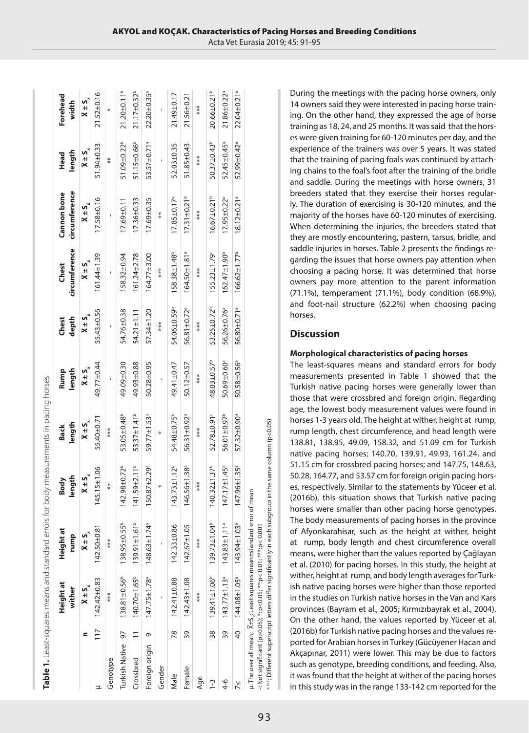**Table 1.** Least-squares means and standard errors for body measurements in pacing horses

| | n | Height at wither $\bar{X} \pm S_{\bar{x}}$ | Height at rump $\bar{X} \pm S_{\bar{x}}$ | Body length $\bar{X} \pm S_{\bar{x}}$ | Back length $\bar{X} \pm S_{\bar{x}}$ | Rump length $\bar{X} \pm S_{\bar{x}}$ | Chest depth $\bar{X} \pm S_{\bar{x}}$ | Chest circumference $\bar{X} \pm S_{\bar{x}}$ | Cannon bone circumference $\bar{X} \pm S_{\bar{x}}$ | Head length $\bar{X} \pm S_{\bar{x}}$ | Forehead width $\bar{X} \pm S_{\bar{x}}$ |
|---|---|---|---|---|---|---|---|---|---|---|---|
| μ | 117 | 142.42±0.83 | 142.50±0.81 | 145.15±1.06 | 55.40±0.71 | 49.77±0.44 | 55.43±0.56 | 161.44±1.39 | 17.58±0.16 | 51.94±0.33 | 21.52±0.16 |
| Genotype | | *** | *** | ** | *** | - | - | - | - | ** | * |
| Turkish Native | 97 | 138.81±0.56[b] | 138.95±0.55[b] | 142.98±0.72[b] | 53.05±0.48[b] | 49.09±0.30 | 54.76±0.38 | 158.32±0.94 | 17.69±0.11 | 51.09±0.22[b] | 21.20±0.11[b] |
| Crossbred | 11 | 140.70±1.65[b] | 139.91±1.61[b] | 141.59±2.11[b] | 53.37±1.41[b] | 49.93±0.88 | 54.21±1.11 | 161.24±2.78 | 17.36±0.33 | 51.15±0.66[b] | 21.17±0.32[b] |
| Foreign origin | 9 | 147.75±1.78[a] | 148.63±1.74[a] | 150.87±2.29[a] | 59.77±1.53[a] | 50.28±0.95 | 57.34±1.20 | 164.77±3.00 | 17.69±0.35 | 53.57±0.71[a] | 22.20±0.35[a] |
| Gender | | - | - | * | * | - | *** | *** | ** | - | - |
| Male | 78 | 142.41±0.88 | 142.33±0.86 | 143.73±1.12[b] | 54.48±0.75[b] | 49.41±0.47 | 54.06±0.59[b] | 158.38±1.48[b] | 17.85±0.17[a] | 52.03±0.35 | 21.49±0.17 |
| Female | 39 | 142.43±1.08 | 142.67±1.05 | 146.56±1.38[a] | 56.31±0.92[a] | 50.12±0.57 | 56.81±0.72[a] | 164.50±1.81[a] | 17.31±0.21[b] | 51.85±0.43 | 21.56±0.21 |
| Age | | *** | *** | *** | *** | *** | *** | *** | *** | *** | *** |
| 1-3 | 38 | 139.41±1.06[b] | 139.73±1.04[b] | 140.32±1.37[b] | 52.78±0.91[c] | 48.03±0.57[b] | 53.25±0.72[b] | 155.23±1.79[c] | 16.67±0.21[b] | 50.37±0.43[b] | 20.66±0.21[b] |
| 4-6 | 39 | 143.77±1.13[a] | 143.83±1.11[a] | 147.17±1.45[a] | 56.01±0.97[b] | 50.69±0.60[a] | 56.26±0.76[a] | 162.47±1.90[b] | 17.95±0.22[a] | 52.45±0.45[a] | 21.86±0.22[a] |
| 7≤ | 40 | 144.08±1.05[a] | 143.94±1.03[a] | 147.96±1.35[a] | 57.32±0.90[a] | 50.58±0.56[a] | 56.80±0.71[a] | 166.62±1.77[a] | 18.12±0.21[a] | 52.99±0.42[a] | 22.04±0.21[a] |

μ: The over all mean; $\bar{X} \pm S_{\bar{x}}$: Least-squares mean±standard error of mean
-: Not significant (p>0.05); *: p<0.05; **: p< 0.01; ***: p< 0.001
[a, b, c]: Different superscript letters differ significantly in each subgroup in the same column (p<0.05)

During the meetings with the pacing horse owners, only 14 owners said they were interested in pacing horse training. On the other hand, they expressed the age of horse training as 18, 24, and 25 months. It was said that the horses were given training for 60-120 minutes per day, and the experience of the trainers was over 5 years. It was stated that the training of pacing foals was continued by attaching chains to the foal's foot after the training of the bridle and saddle. During the meetings with horse owners, 31 breeders stated that they exercise their horses regularly. The duration of exercising is 30-120 minutes, and the majority of the horses have 60-120 minutes of exercising. When determining the injuries, the breeders stated that they are mostly encountering, pastern, tarsus, bridle, and saddle injuries in horses. Table 2 presents the findings regarding the issues that horse owners pay attention when choosing a pacing horse. It was determined that horse owners pay more attention to the parent information (71.1%), temperament (71.1%), body condition (68.9%), and foot-nail structure (62.2%) when choosing pacing horses.

## Discussion

### Morphological characteristics of pacing horses

The least-squares means and standard errors for body measurements presented in Table 1 showed that the Turkish native pacing horses were generally lower than those that were crossbred and foreign origin. Regarding age, the lowest body measurement values were found in horses 1-3 years old. The height at wither, height at rump, rump length, chest circumference, and head length were 138.81, 138.95, 49.09, 158.32, and 51.09 cm for Turkish native pacing horses; 140.70, 139.91, 49.93, 161.24, and 51.15 cm for crossbred pacing horses; and 147.75, 148.63, 50.28, 164.77, and 53.57 cm for foreign origin pacing horses, respectively. Similar to the statements by Yüceer et al. (2016b), this situation shows that Turkish native pacing horses were smaller than other pacing horse genotypes. The body measurements of pacing horses in the province of Afyonkarahisar, such as the height at wither, height at rump, body length and chest circumference overall means, were higher than the values reported by Çağlayan et al. (2010) for pacing horses. In this study, the height at wither, height at rump, and body length averages for Turkish native pacing horses were higher than those reported in the studies on Turkish native horses in the Van and Kars provinces (Bayram et al., 2005; Kırmızıbayrak et al., 2004). On the other hand, the values reported by Yüceer et al. (2016b) for Turkish native pacing horses and the values reported for Arabian horses in Turkey (Gücüyener Hacan and Akçapınar, 2011) were lower. This may be due to factors such as genotype, breeding conditions, and feeding. Also, it was found that the height at wither of the pacing horses in this study was in the range 133-142 cm reported for the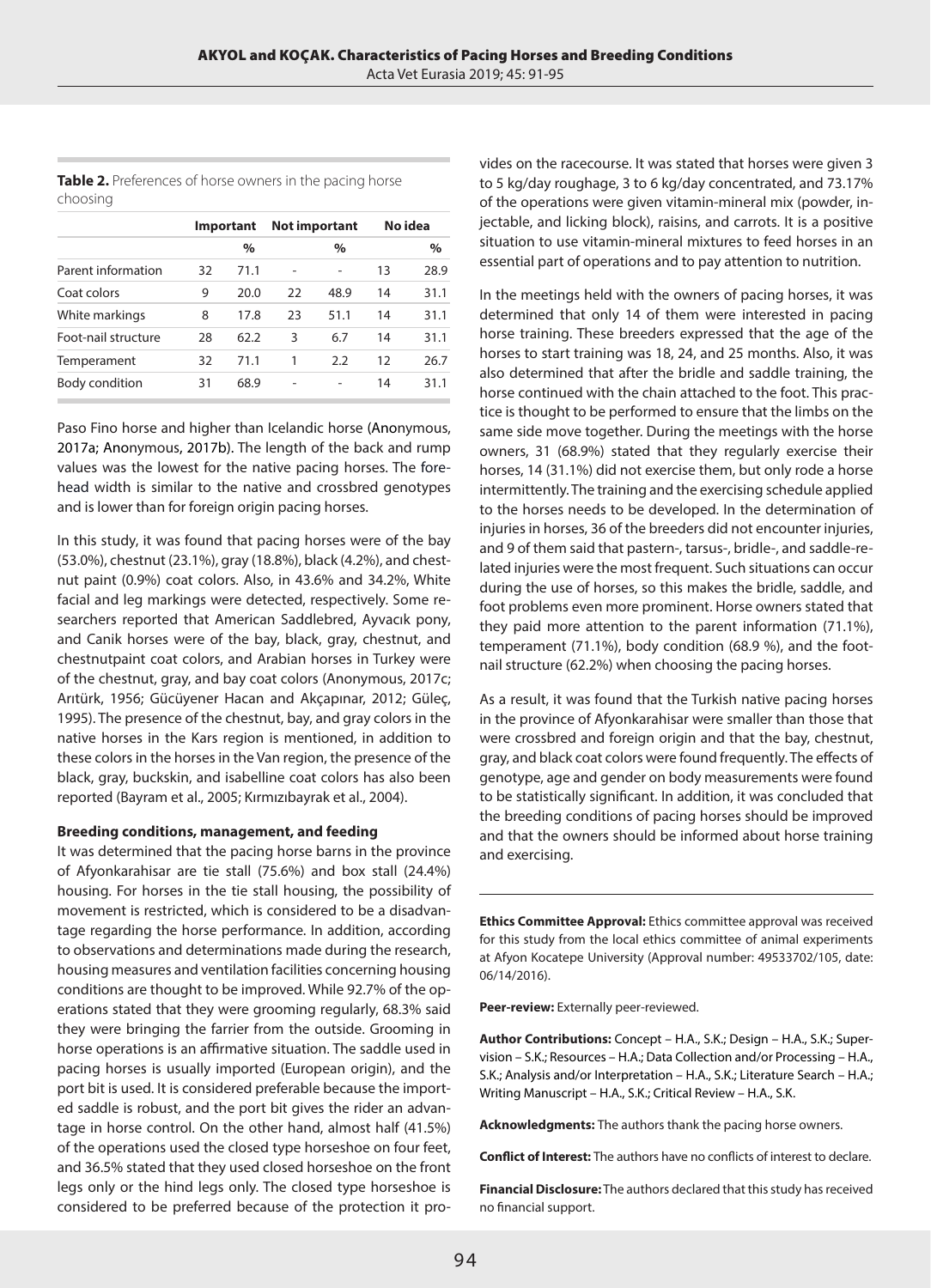**Table 2.** Preferences of horse owners in the pacing horse choosing

| | Important | | Not important | | No idea | |
|---|---|---|---|---|---|---|
| | | % | | % | | % |
| Parent information | 32 | 71.1 | - | - | 13 | 28.9 |
| Coat colors | 9 | 20.0 | 22 | 48.9 | 14 | 31.1 |
| White markings | 8 | 17.8 | 23 | 51.1 | 14 | 31.1 |
| Foot-nail structure | 28 | 62.2 | 3 | 6.7 | 14 | 31.1 |
| Temperament | 32 | 71.1 | 1 | 2.2 | 12 | 26.7 |
| Body condition | 31 | 68.9 | - | - | 14 | 31.1 |

Paso Fino horse and higher than Icelandic horse (Anonymous, 2017a; Anonymous, 2017b). The length of the back and rump values was the lowest for the native pacing horses. The forehead width is similar to the native and crossbred genotypes and is lower than for foreign origin pacing horses.

In this study, it was found that pacing horses were of the bay (53.0%), chestnut (23.1%), gray (18.8%), black (4.2%), and chestnut paint (0.9%) coat colors. Also, in 43.6% and 34.2%, White facial and leg markings were detected, respectively. Some researchers reported that American Saddlebred, Ayvacık pony, and Canik horses were of the bay, black, gray, chestnut, and chestnutpaint coat colors, and Arabian horses in Turkey were of the chestnut, gray, and bay coat colors (Anonymous, 2017c; Arıtürk, 1956; Gücüyener Hacan and Akçapınar, 2012; Güleç, 1995). The presence of the chestnut, bay, and gray colors in the native horses in the Kars region is mentioned, in addition to these colors in the horses in the Van region, the presence of the black, gray, buckskin, and isabelline coat colors has also been reported (Bayram et al., 2005; Kırmızıbayrak et al., 2004).

**Breeding conditions, management, and feeding**

It was determined that the pacing horse barns in the province of Afyonkarahisar are tie stall (75.6%) and box stall (24.4%) housing. For horses in the tie stall housing, the possibility of movement is restricted, which is considered to be a disadvantage regarding the horse performance. In addition, according to observations and determinations made during the research, housing measures and ventilation facilities concerning housing conditions are thought to be improved. While 92.7% of the operations stated that they were grooming regularly, 68.3% said they were bringing the farrier from the outside. Grooming in horse operations is an affirmative situation. The saddle used in pacing horses is usually imported (European origin), and the port bit is used. It is considered preferable because the imported saddle is robust, and the port bit gives the rider an advantage in horse control. On the other hand, almost half (41.5%) of the operations used the closed type horseshoe on four feet, and 36.5% stated that they used closed horseshoe on the front legs only or the hind legs only. The closed type horseshoe is considered to be preferred because of the protection it provides on the racecourse. It was stated that horses were given 3 to 5 kg/day roughage, 3 to 6 kg/day concentrated, and 73.17% of the operations were given vitamin-mineral mix (powder, injectable, and licking block), raisins, and carrots. It is a positive situation to use vitamin-mineral mixtures to feed horses in an essential part of operations and to pay attention to nutrition.

In the meetings held with the owners of pacing horses, it was determined that only 14 of them were interested in pacing horse training. These breeders expressed that the age of the horses to start training was 18, 24, and 25 months. Also, it was also determined that after the bridle and saddle training, the horse continued with the chain attached to the foot. This practice is thought to be performed to ensure that the limbs on the same side move together. During the meetings with the horse owners, 31 (68.9%) stated that they regularly exercise their horses, 14 (31.1%) did not exercise them, but only rode a horse intermittently. The training and the exercising schedule applied to the horses needs to be developed. In the determination of injuries in horses, 36 of the breeders did not encounter injuries, and 9 of them said that pastern-, tarsus-, bridle-, and saddle-related injuries were the most frequent. Such situations can occur during the use of horses, so this makes the bridle, saddle, and foot problems even more prominent. Horse owners stated that they paid more attention to the parent information (71.1%), temperament (71.1%), body condition (68.9 %), and the foot-nail structure (62.2%) when choosing the pacing horses.

As a result, it was found that the Turkish native pacing horses in the province of Afyonkarahisar were smaller than those that were crossbred and foreign origin and that the bay, chestnut, gray, and black coat colors were found frequently. The effects of genotype, age and gender on body measurements were found to be statistically significant. In addition, it was concluded that the breeding conditions of pacing horses should be improved and that the owners should be informed about horse training and exercising.

---

**Ethics Committee Approval:** Ethics committee approval was received for this study from the local ethics committee of animal experiments at Afyon Kocatepe University (Approval number: 49533702/105, date: 06/14/2016).

**Peer-review:** Externally peer-reviewed.

**Author Contributions:** Concept – H.A., S.K.; Design – H.A., S.K.; Supervision – S.K.; Resources – H.A.; Data Collection and/or Processing – H.A., S.K.; Analysis and/or Interpretation – H.A., S.K.; Literature Search – H.A.; Writing Manuscript – H.A., S.K.; Critical Review – H.A., S.K.

**Acknowledgments:** The authors thank the pacing horse owners.

**Conflict of Interest:** The authors have no conflicts of interest to declare.

**Financial Disclosure:** The authors declared that this study has received no financial support.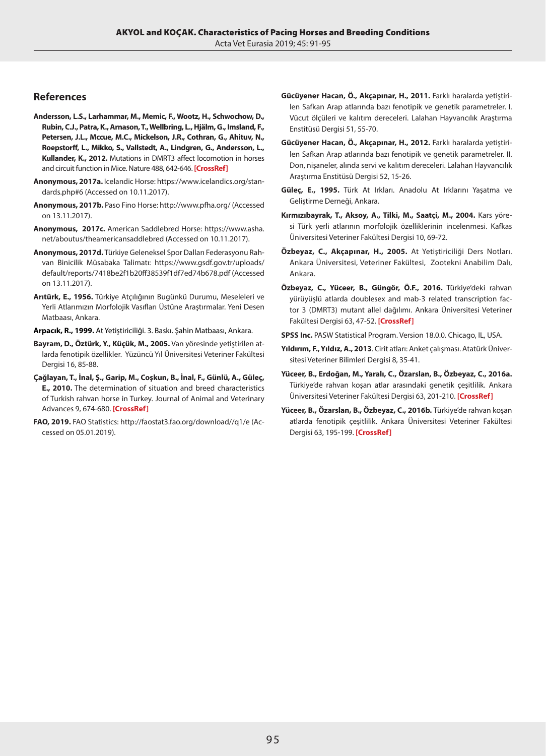## References

**Andersson, L.S., Larhammar, M., Memic, F., Wootz, H., Schwochow, D., Rubin, C.J., Patra, K., Arnason, T., Wellbring, L., Hjälm, G., Imsland, F., Petersen, J.L., Mccue, M.C., Mickelson, J.R., Cothran, G., Ahituv, N., Roepstorff, L., Mikko, S., Vallstedt, A., Lindgren, G., Andersson, L., Kullander, K., 2012.** Mutations in DMRT3 affect locomotion in horses and circuit function in Mice. Nature 488, 642-646. **[CrossRef]**

**Anonymous, 2017a.** Icelandic Horse: https://www.icelandics.org/standards.php#6 (Accessed on 10.11.2017).

**Anonymous, 2017b.** Paso Fino Horse: http://www.pfha.org/ (Accessed on 13.11.2017).

**Anonymous, 2017c.** American Saddlebred Horse: https://www.asha.net/aboutus/theamericansaddlebred (Accessed on 10.11.2017).

**Anonymous, 2017d.** Türkiye Geleneksel Spor Dalları Federasyonu Rahvan Binicilik Müsabaka Talimatı: https://www.gsdf.gov.tr/uploads/default/reports/7418be2f1b20ff38539f1df7ed74b678.pdf (Accessed on 13.11.2017).

**Arıtürk, E., 1956.** Türkiye Atçılığının Bugünkü Durumu, Meseleleri ve Yerli Atlarımızın Morfolojik Vasıfları Üstüne Araştırmalar. Yeni Desen Matbaası, Ankara.

**Arpacık, R., 1999.** At Yetiştiriciliği. 3. Baskı. Şahin Matbaası, Ankara.

**Bayram, D., Öztürk, Y., Küçük, M., 2005.** Van yöresinde yetiştirilen atlarda fenotipik özellikler. Yüzüncü Yıl Üniversitesi Veteriner Fakültesi Dergisi 16, 85-88.

**Çağlayan, T., İnal, Ş., Garip, M., Coşkun, B., İnal, F., Günlü, A., Güleç, E., 2010.** The determination of situation and breed characteristics of Turkish rahvan horse in Turkey. Journal of Animal and Veterinary Advances 9, 674-680. **[CrossRef]**

**FAO, 2019.** FAO Statistics: http://faostat3.fao.org/download//q1/e (Accessed on 05.01.2019).

**Gücüyener Hacan, Ö., Akçapınar, H., 2011.** Farklı haralarda yetiştirilen Safkan Arap atlarında bazı fenotipik ve genetik parametreler. I. Vücut ölçüleri ve kalıtım dereceleri. Lalahan Hayvancılık Araştırma Enstitüsü Dergisi 51, 55-70.

**Gücüyener Hacan, Ö., Akçapınar, H., 2012.** Farklı haralarda yetiştirilen Safkan Arap atlarında bazı fenotipik ve genetik parametreler. II. Don, nişaneler, alında servi ve kalıtım dereceleri. Lalahan Hayvancılık Araştırma Enstitüsü Dergisi 52, 15-26.

**Güleç, E., 1995.** Türk At Irkları. Anadolu At Irklarını Yaşatma ve Geliştirme Derneği, Ankara.

**Kırmızıbayrak, T., Aksoy, A., Tilki, M., Saatçi, M., 2004.** Kars yöresi Türk yerli atlarının morfolojik özelliklerinin incelenmesi. Kafkas Üniversitesi Veteriner Fakültesi Dergisi 10, 69-72.

**Özbeyaz, C., Akçapınar, H., 2005.** At Yetiştiriciliği Ders Notları. Ankara Üniversitesi, Veteriner Fakültesi, Zootekni Anabilim Dalı, Ankara.

**Özbeyaz, C., Yüceer, B., Güngör, Ö.F., 2016.** Türkiye'deki rahvan yürüyüşlü atlarda doublesex and mab-3 related transcription factor 3 (DMRT3) mutant allel dağılımı. Ankara Üniversitesi Veteriner Fakültesi Dergisi 63, 47-52. **[CrossRef]**

**SPSS Inc.** PASW Statistical Program. Version 18.0.0. Chicago, IL, USA.

**Yıldırım, F., Yıldız, A., 2013**. Cirit atları: Anket çalışması. Atatürk Üniversitesi Veteriner Bilimleri Dergisi 8, 35-41.

**Yüceer, B., Erdoğan, M., Yaralı, C., Özarslan, B., Özbeyaz, C., 2016a.** Türkiye'de rahvan koşan atlar arasındaki genetik çeşitlilik. Ankara Üniversitesi Veteriner Fakültesi Dergisi 63, 201-210. **[CrossRef]**

**Yüceer, B., Özarslan, B., Özbeyaz, C., 2016b.** Türkiye'de rahvan koşan atlarda fenotipik çeşitlilik. Ankara Üniversitesi Veteriner Fakültesi Dergisi 63, 195-199. **[CrossRef]**